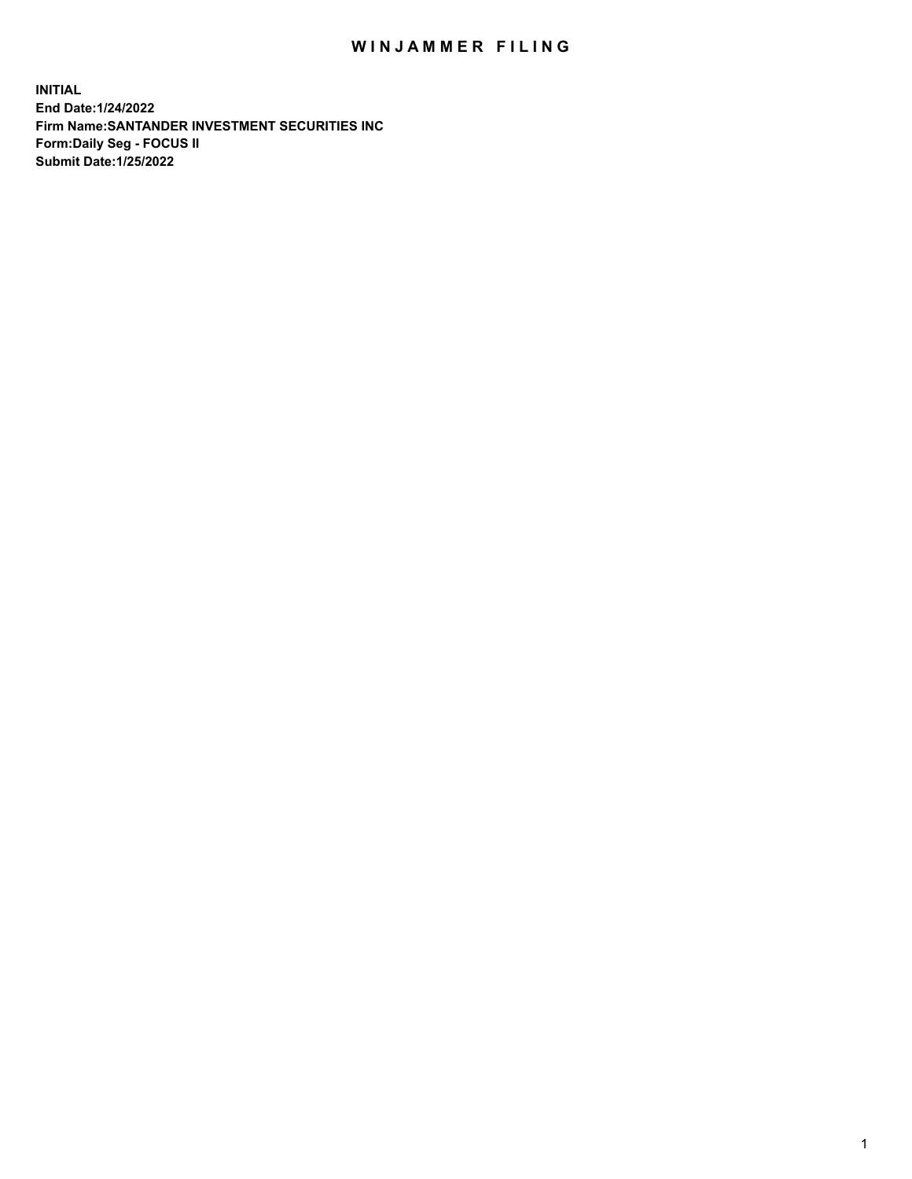# WINJAMMER FILING

**INITIAL**
**End Date:1/24/2022**
**Firm Name:SANTANDER INVESTMENT SECURITIES INC**
**Form:Daily Seg - FOCUS II**
**Submit Date:1/25/2022**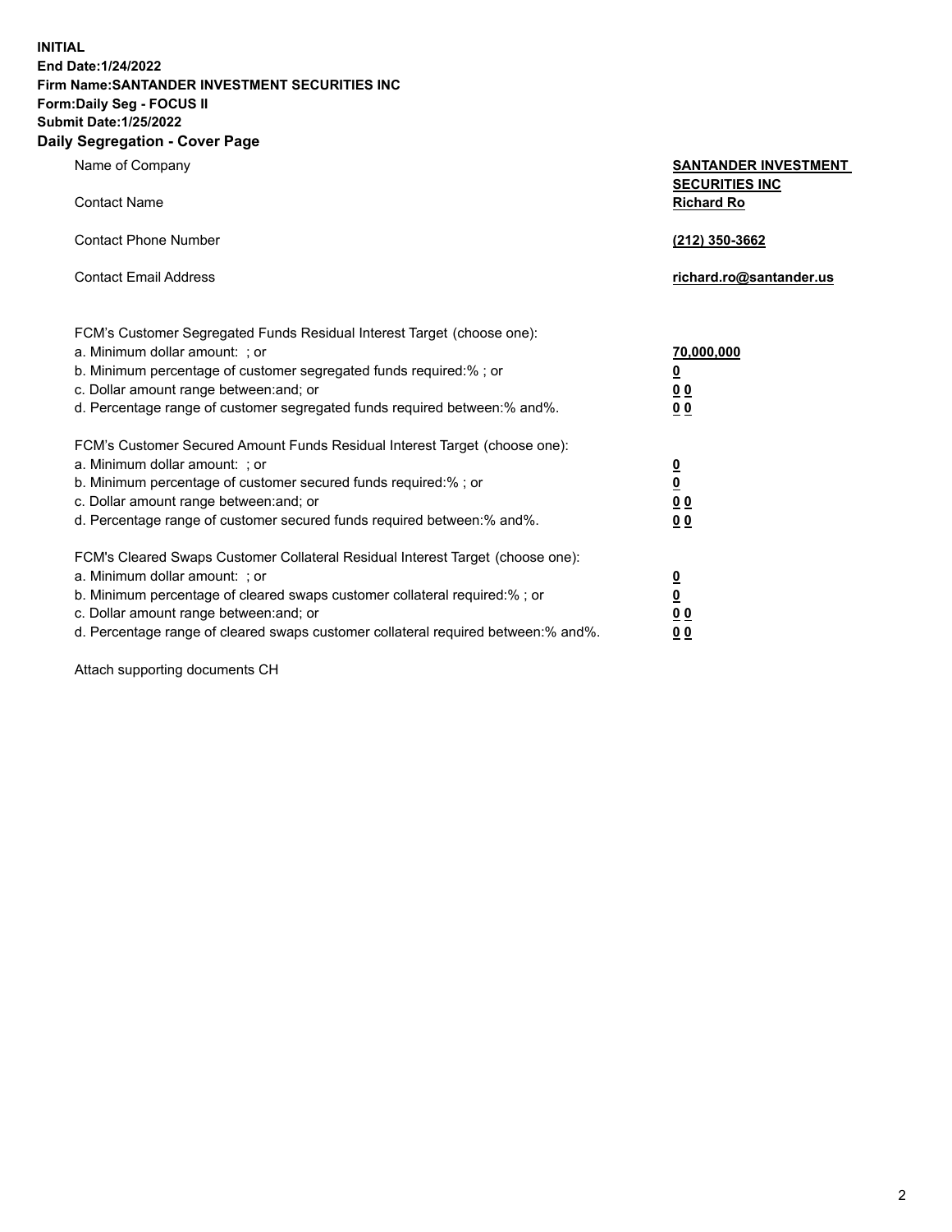**INITIAL**
**End Date:1/24/2022**
**Firm Name:SANTANDER INVESTMENT SECURITIES INC**
**Form:Daily Seg - FOCUS II**
**Submit Date:1/25/2022**

## Daily Segregation - Cover Page

| | |
|---|---|
| Name of Company | **SANTANDER INVESTMENT SECURITIES INC** |
| Contact Name | **Richard Ro** |
| Contact Phone Number | **(212) 350-3662** |
| Contact Email Address | **richard.ro@santander.us** |

| | |
|---|---|
| FCM's Customer Segregated Funds Residual Interest Target (choose one): | |
| a. Minimum dollar amount: ; or | **70,000,000** |
| b. Minimum percentage of customer segregated funds required:% ; or | **0** |
| c. Dollar amount range between:and; or | **0 0** |
| d. Percentage range of customer segregated funds required between:% and%. | **0 0** |
| FCM's Customer Secured Amount Funds Residual Interest Target (choose one): | |
| a. Minimum dollar amount: ; or | **0** |
| b. Minimum percentage of customer secured funds required:% ; or | **0** |
| c. Dollar amount range between:and; or | **0 0** |
| d. Percentage range of customer secured funds required between:% and%. | **0 0** |
| FCM's Cleared Swaps Customer Collateral Residual Interest Target (choose one): | |
| a. Minimum dollar amount: ; or | **0** |
| b. Minimum percentage of cleared swaps customer collateral required:% ; or | **0** |
| c. Dollar amount range between:and; or | **0 0** |
| d. Percentage range of cleared swaps customer collateral required between:% and%. | **0 0** |

Attach supporting documents CH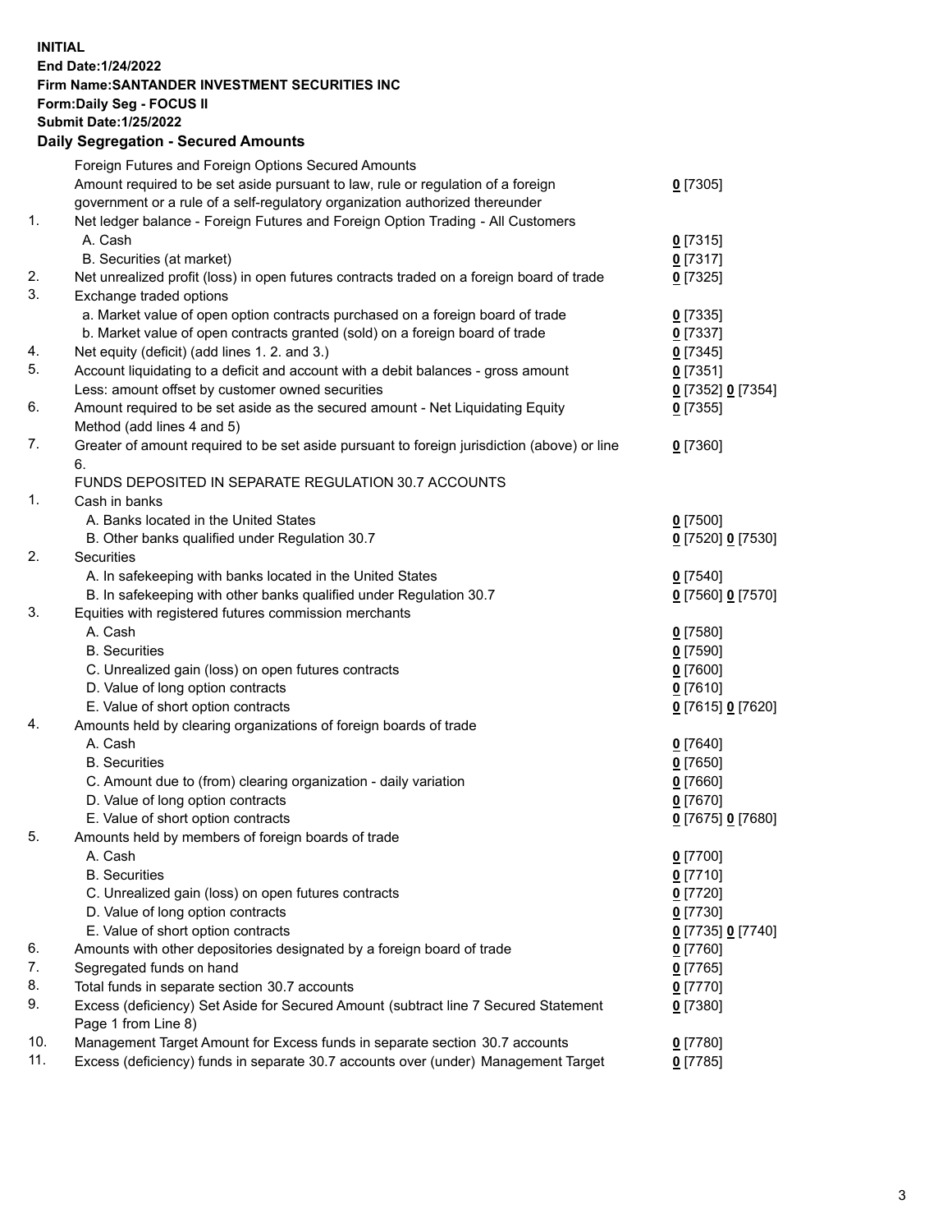**INITIAL**
**End Date:1/24/2022**
**Firm Name:SANTANDER INVESTMENT SECURITIES INC**
**Form:Daily Seg - FOCUS II**
**Submit Date:1/25/2022**

## Daily Segregation - Secured Amounts

| | | |
|---|---|---|
| | Foreign Futures and Foreign Options Secured Amounts | |
| | Amount required to be set aside pursuant to law, rule or regulation of a foreign government or a rule of a self-regulatory organization authorized thereunder | 0 [7305] |
| 1. | Net ledger balance - Foreign Futures and Foreign Option Trading - All Customers | |
| | A. Cash | 0 [7315] |
| | B. Securities (at market) | 0 [7317] |
| 2. | Net unrealized profit (loss) in open futures contracts traded on a foreign board of trade | 0 [7325] |
| 3. | Exchange traded options | |
| | a. Market value of open option contracts purchased on a foreign board of trade | 0 [7335] |
| | b. Market value of open contracts granted (sold) on a foreign board of trade | 0 [7337] |
| 4. | Net equity (deficit) (add lines 1. 2. and 3.) | 0 [7345] |
| 5. | Account liquidating to a deficit and account with a debit balances - gross amount | 0 [7351] |
| | Less: amount offset by customer owned securities | 0 [7352] 0 [7354] |
| 6. | Amount required to be set aside as the secured amount - Net Liquidating Equity Method (add lines 4 and 5) | 0 [7355] |
| 7. | Greater of amount required to be set aside pursuant to foreign jurisdiction (above) or line 6. | 0 [7360] |
| | FUNDS DEPOSITED IN SEPARATE REGULATION 30.7 ACCOUNTS | |
| 1. | Cash in banks | |
| | A. Banks located in the United States | 0 [7500] |
| | B. Other banks qualified under Regulation 30.7 | 0 [7520] 0 [7530] |
| 2. | Securities | |
| | A. In safekeeping with banks located in the United States | 0 [7540] |
| | B. In safekeeping with other banks qualified under Regulation 30.7 | 0 [7560] 0 [7570] |
| 3. | Equities with registered futures commission merchants | |
| | A. Cash | 0 [7580] |
| | B. Securities | 0 [7590] |
| | C. Unrealized gain (loss) on open futures contracts | 0 [7600] |
| | D. Value of long option contracts | 0 [7610] |
| | E. Value of short option contracts | 0 [7615] 0 [7620] |
| 4. | Amounts held by clearing organizations of foreign boards of trade | |
| | A. Cash | 0 [7640] |
| | B. Securities | 0 [7650] |
| | C. Amount due to (from) clearing organization - daily variation | 0 [7660] |
| | D. Value of long option contracts | 0 [7670] |
| | E. Value of short option contracts | 0 [7675] 0 [7680] |
| 5. | Amounts held by members of foreign boards of trade | |
| | A. Cash | 0 [7700] |
| | B. Securities | 0 [7710] |
| | C. Unrealized gain (loss) on open futures contracts | 0 [7720] |
| | D. Value of long option contracts | 0 [7730] |
| | E. Value of short option contracts | 0 [7735] 0 [7740] |
| 6. | Amounts with other depositories designated by a foreign board of trade | 0 [7760] |
| 7. | Segregated funds on hand | 0 [7765] |
| 8. | Total funds in separate section 30.7 accounts | 0 [7770] |
| 9. | Excess (deficiency) Set Aside for Secured Amount (subtract line 7 Secured Statement Page 1 from Line 8) | 0 [7380] |
| 10. | Management Target Amount for Excess funds in separate section 30.7 accounts | 0 [7780] |
| 11. | Excess (deficiency) funds in separate 30.7 accounts over (under) Management Target | 0 [7785] |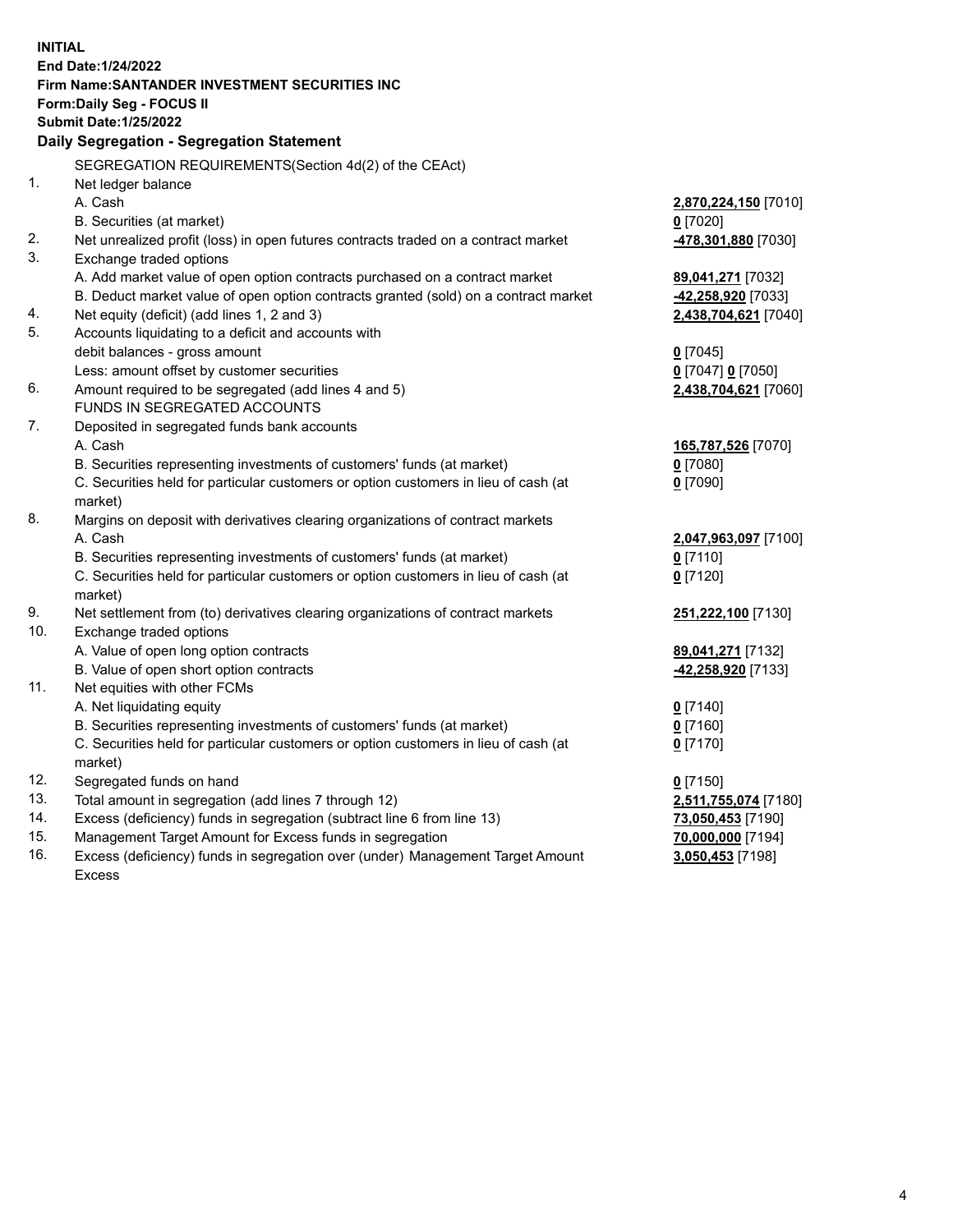**INITIAL**
**End Date:1/24/2022**
**Firm Name:SANTANDER INVESTMENT SECURITIES INC**
**Form:Daily Seg - FOCUS II**
**Submit Date:1/25/2022**

**Daily Segregation - Segregation Statement**

SEGREGATION REQUIREMENTS(Section 4d(2) of the CEAct)

| | | |
|---|---|---|
| 1. | Net ledger balance | |
| | A. Cash | **2,870,224,150** [7010] |
| | B. Securities (at market) | **0** [7020] |
| 2. | Net unrealized profit (loss) in open futures contracts traded on a contract market | **-478,301,880** [7030] |
| 3. | Exchange traded options | |
| | A. Add market value of open option contracts purchased on a contract market | **89,041,271** [7032] |
| | B. Deduct market value of open option contracts granted (sold) on a contract market | **-42,258,920** [7033] |
| 4. | Net equity (deficit) (add lines 1, 2 and 3) | **2,438,704,621** [7040] |
| 5. | Accounts liquidating to a deficit and accounts with | |
| | debit balances - gross amount | **0** [7045] |
| | Less: amount offset by customer securities | **0** [7047] **0** [7050] |
| 6. | Amount required to be segregated (add lines 4 and 5) | **2,438,704,621** [7060] |
| | FUNDS IN SEGREGATED ACCOUNTS | |
| 7. | Deposited in segregated funds bank accounts | |
| | A. Cash | **165,787,526** [7070] |
| | B. Securities representing investments of customers' funds (at market) | **0** [7080] |
| | C. Securities held for particular customers or option customers in lieu of cash (at market) | **0** [7090] |
| 8. | Margins on deposit with derivatives clearing organizations of contract markets | |
| | A. Cash | **2,047,963,097** [7100] |
| | B. Securities representing investments of customers' funds (at market) | **0** [7110] |
| | C. Securities held for particular customers or option customers in lieu of cash (at market) | **0** [7120] |
| 9. | Net settlement from (to) derivatives clearing organizations of contract markets | **251,222,100** [7130] |
| 10. | Exchange traded options | |
| | A. Value of open long option contracts | **89,041,271** [7132] |
| | B. Value of open short option contracts | **-42,258,920** [7133] |
| 11. | Net equities with other FCMs | |
| | A. Net liquidating equity | **0** [7140] |
| | B. Securities representing investments of customers' funds (at market) | **0** [7160] |
| | C. Securities held for particular customers or option customers in lieu of cash (at market) | **0** [7170] |
| 12. | Segregated funds on hand | **0** [7150] |
| 13. | Total amount in segregation (add lines 7 through 12) | **2,511,755,074** [7180] |
| 14. | Excess (deficiency) funds in segregation (subtract line 6 from line 13) | **73,050,453** [7190] |
| 15. | Management Target Amount for Excess funds in segregation | **70,000,000** [7194] |
| 16. | Excess (deficiency) funds in segregation over (under) Management Target Amount Excess | **3,050,453** [7198] |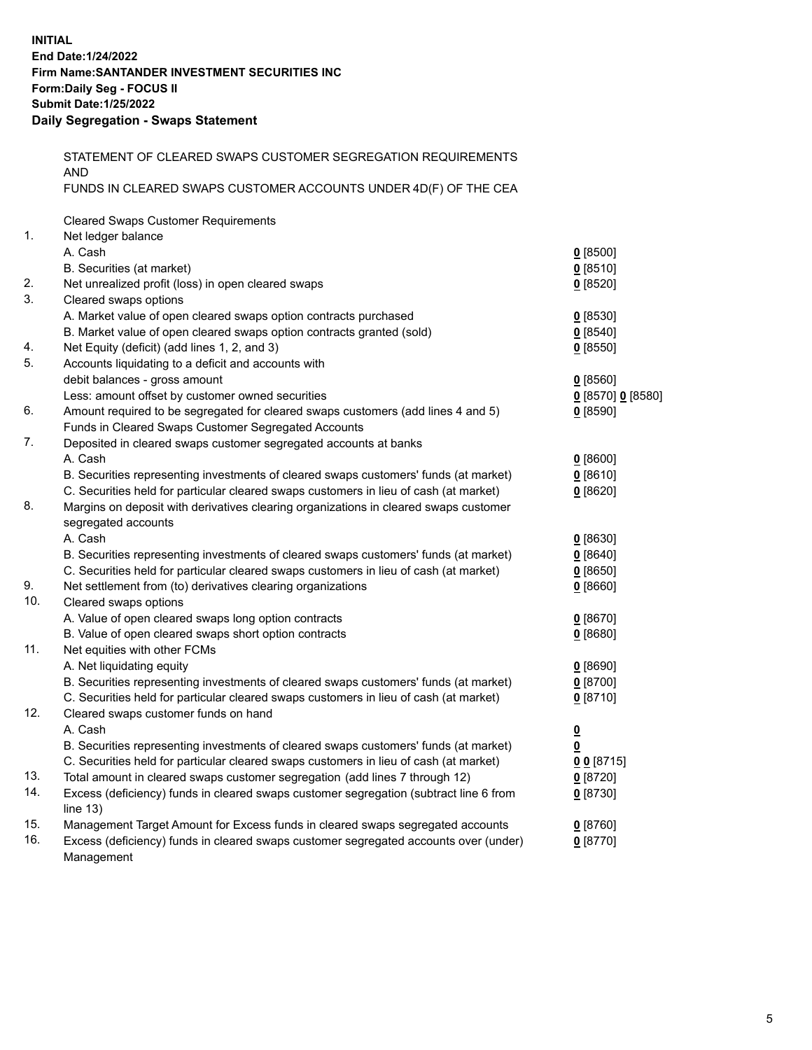**INITIAL**
**End Date:1/24/2022**
**Firm Name:SANTANDER INVESTMENT SECURITIES INC**
**Form:Daily Seg - FOCUS II**
**Submit Date:1/25/2022**
**Daily Segregation - Swaps Statement**

STATEMENT OF CLEARED SWAPS CUSTOMER SEGREGATION REQUIREMENTS AND FUNDS IN CLEARED SWAPS CUSTOMER ACCOUNTS UNDER 4D(F) OF THE CEA

| | | |
|---|---|---|
| | Cleared Swaps Customer Requirements | |
| 1. | Net ledger balance | |
| | A. Cash | 0 [8500] |
| | B. Securities (at market) | 0 [8510] |
| 2. | Net unrealized profit (loss) in open cleared swaps | 0 [8520] |
| 3. | Cleared swaps options | |
| | A. Market value of open cleared swaps option contracts purchased | 0 [8530] |
| | B. Market value of open cleared swaps option contracts granted (sold) | 0 [8540] |
| 4. | Net Equity (deficit) (add lines 1, 2, and 3) | 0 [8550] |
| 5. | Accounts liquidating to a deficit and accounts with debit balances - gross amount | 0 [8560] |
| | Less: amount offset by customer owned securities | 0 [8570] 0 [8580] |
| 6. | Amount required to be segregated for cleared swaps customers (add lines 4 and 5) | 0 [8590] |
| | Funds in Cleared Swaps Customer Segregated Accounts | |
| 7. | Deposited in cleared swaps customer segregated accounts at banks | |
| | A. Cash | 0 [8600] |
| | B. Securities representing investments of cleared swaps customers' funds (at market) | 0 [8610] |
| | C. Securities held for particular cleared swaps customers in lieu of cash (at market) | 0 [8620] |
| 8. | Margins on deposit with derivatives clearing organizations in cleared swaps customer segregated accounts | |
| | A. Cash | 0 [8630] |
| | B. Securities representing investments of cleared swaps customers' funds (at market) | 0 [8640] |
| | C. Securities held for particular cleared swaps customers in lieu of cash (at market) | 0 [8650] |
| 9. | Net settlement from (to) derivatives clearing organizations | 0 [8660] |
| 10. | Cleared swaps options | |
| | A. Value of open cleared swaps long option contracts | 0 [8670] |
| | B. Value of open cleared swaps short option contracts | 0 [8680] |
| 11. | Net equities with other FCMs | |
| | A. Net liquidating equity | 0 [8690] |
| | B. Securities representing investments of cleared swaps customers' funds (at market) | 0 [8700] |
| | C. Securities held for particular cleared swaps customers in lieu of cash (at market) | 0 [8710] |
| 12. | Cleared swaps customer funds on hand | |
| | A. Cash | 0 |
| | B. Securities representing investments of cleared swaps customers' funds (at market) | 0 |
| | C. Securities held for particular cleared swaps customers in lieu of cash (at market) | 0 0 [8715] |
| 13. | Total amount in cleared swaps customer segregation (add lines 7 through 12) | 0 [8720] |
| 14. | Excess (deficiency) funds in cleared swaps customer segregation (subtract line 6 from line 13) | 0 [8730] |
| 15. | Management Target Amount for Excess funds in cleared swaps segregated accounts | 0 [8760] |
| 16. | Excess (deficiency) funds in cleared swaps customer segregated accounts over (under) Management | 0 [8770] |